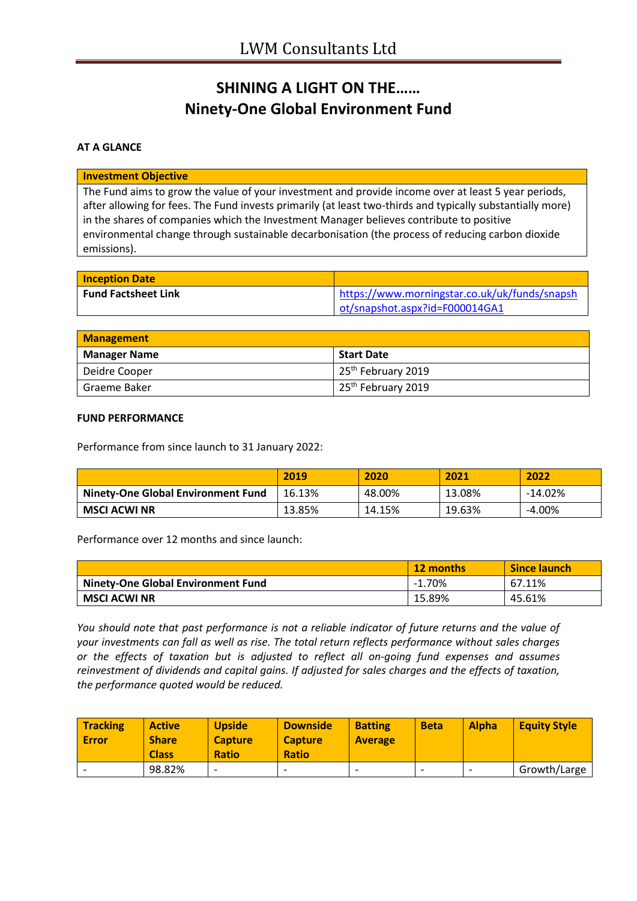# LWM Consultants Ltd

## SHINING A LIGHT ON THE……
## Ninety-One Global Environment Fund

**AT A GLANCE**

| Investment Objective |
| --- |
| The Fund aims to grow the value of your investment and provide income over at least 5 year periods, after allowing for fees. The Fund invests primarily (at least two-thirds and typically substantially more) in the shares of companies which the Investment Manager believes contribute to positive environmental change through sustainable decarbonisation (the process of reducing carbon dioxide emissions). |

| Inception Date | |
| --- | --- |
| **Fund Factsheet Link** | https://www.morningstar.co.uk/uk/funds/snapshot/snapshot.aspx?id=F000014GA1 |

| Management | |
| --- | --- |
| **Manager Name** | **Start Date** |
| Deidre Cooper | 25th February 2019 |
| Graeme Baker | 25th February 2019 |

**FUND PERFORMANCE**

Performance from since launch to 31 January 2022:

| | 2019 | 2020 | 2021 | 2022 |
| --- | --- | --- | --- | --- |
| **Ninety-One Global Environment Fund** | 16.13% | 48.00% | 13.08% | -14.02% |
| **MSCI ACWI NR** | 13.85% | 14.15% | 19.63% | -4.00% |

Performance over 12 months and since launch:

| | 12 months | Since launch |
| --- | --- | --- |
| **Ninety-One Global Environment Fund** | -1.70% | 67.11% |
| **MSCI ACWI NR** | 15.89% | 45.61% |

*You should note that past performance is not a reliable indicator of future returns and the value of your investments can fall as well as rise. The total return reflects performance without sales charges or the effects of taxation but is adjusted to reflect all on-going fund expenses and assumes reinvestment of dividends and capital gains. If adjusted for sales charges and the effects of taxation, the performance quoted would be reduced.*

| Tracking Error | Active Share Class | Upside Capture Ratio | Downside Capture Ratio | Batting Average | Beta | Alpha | Equity Style |
| --- | --- | --- | --- | --- | --- | --- | --- |
| - | 98.82% | - | - | - | - | - | Growth/Large |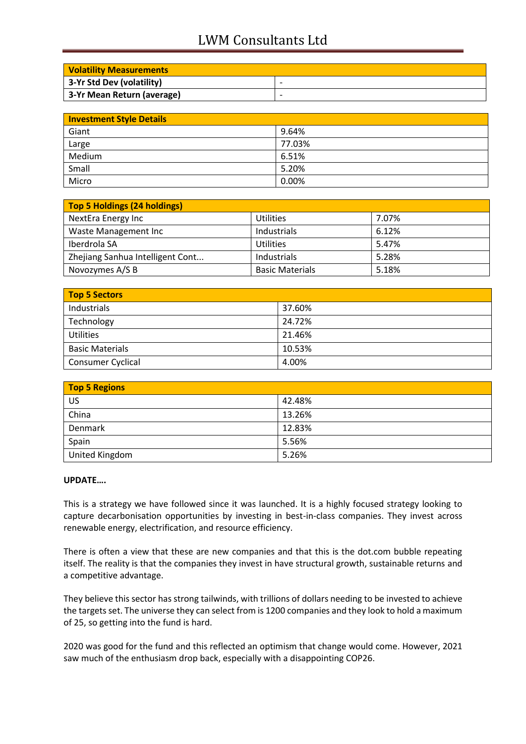| Volatility Measurements | |
|---|---|
| 3-Yr Std Dev (volatility) | - |
| 3-Yr Mean Return (average) | - |

| Investment Style Details | |
|---|---|
| Giant | 9.64% |
| Large | 77.03% |
| Medium | 6.51% |
| Small | 5.20% |
| Micro | 0.00% |

| Top 5 Holdings (24 holdings) | | |
|---|---|---|
| NextEra Energy Inc | Utilities | 7.07% |
| Waste Management Inc | Industrials | 6.12% |
| Iberdrola SA | Utilities | 5.47% |
| Zhejiang Sanhua Intelligent Cont... | Industrials | 5.28% |
| Novozymes A/S B | Basic Materials | 5.18% |

| Top 5 Sectors | |
|---|---|
| Industrials | 37.60% |
| Technology | 24.72% |
| Utilities | 21.46% |
| Basic Materials | 10.53% |
| Consumer Cyclical | 4.00% |

| Top 5 Regions | |
|---|---|
| US | 42.48% |
| China | 13.26% |
| Denmark | 12.83% |
| Spain | 5.56% |
| United Kingdom | 5.26% |

**UPDATE….**

This is a strategy we have followed since it was launched. It is a highly focused strategy looking to capture decarbonisation opportunities by investing in best-in-class companies. They invest across renewable energy, electrification, and resource efficiency.

There is often a view that these are new companies and that this is the dot.com bubble repeating itself. The reality is that the companies they invest in have structural growth, sustainable returns and a competitive advantage.

They believe this sector has strong tailwinds, with trillions of dollars needing to be invested to achieve the targets set. The universe they can select from is 1200 companies and they look to hold a maximum of 25, so getting into the fund is hard.

2020 was good for the fund and this reflected an optimism that change would come. However, 2021 saw much of the enthusiasm drop back, especially with a disappointing COP26.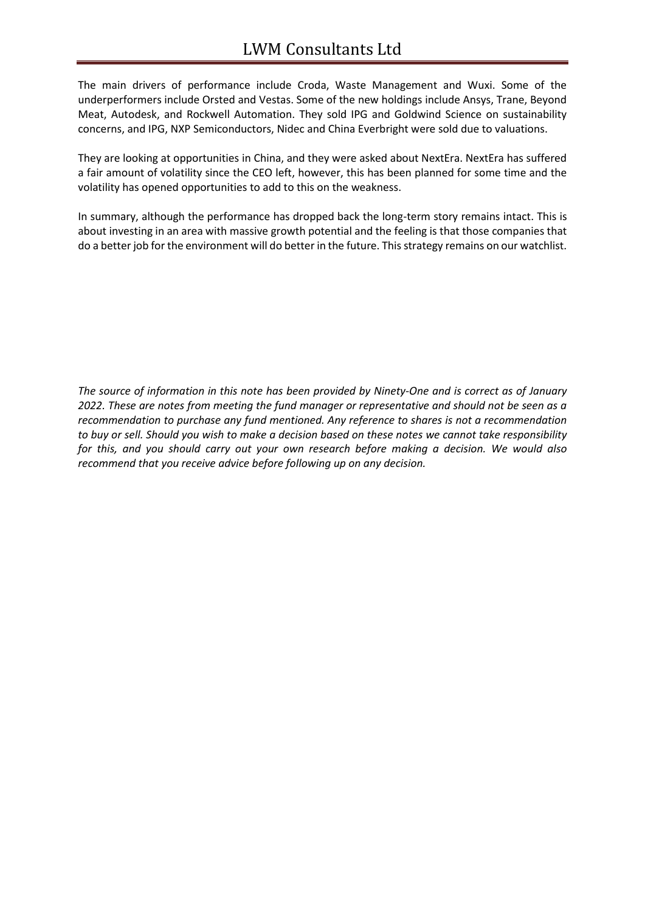The main drivers of performance include Croda, Waste Management and Wuxi. Some of the underperformers include Orsted and Vestas. Some of the new holdings include Ansys, Trane, Beyond Meat, Autodesk, and Rockwell Automation. They sold IPG and Goldwind Science on sustainability concerns, and IPG, NXP Semiconductors, Nidec and China Everbright were sold due to valuations.

They are looking at opportunities in China, and they were asked about NextEra. NextEra has suffered a fair amount of volatility since the CEO left, however, this has been planned for some time and the volatility has opened opportunities to add to this on the weakness.

In summary, although the performance has dropped back the long-term story remains intact. This is about investing in an area with massive growth potential and the feeling is that those companies that do a better job for the environment will do better in the future. This strategy remains on our watchlist.

*The source of information in this note has been provided by Ninety-One and is correct as of January 2022. These are notes from meeting the fund manager or representative and should not be seen as a recommendation to purchase any fund mentioned. Any reference to shares is not a recommendation to buy or sell. Should you wish to make a decision based on these notes we cannot take responsibility for this, and you should carry out your own research before making a decision. We would also recommend that you receive advice before following up on any decision.*